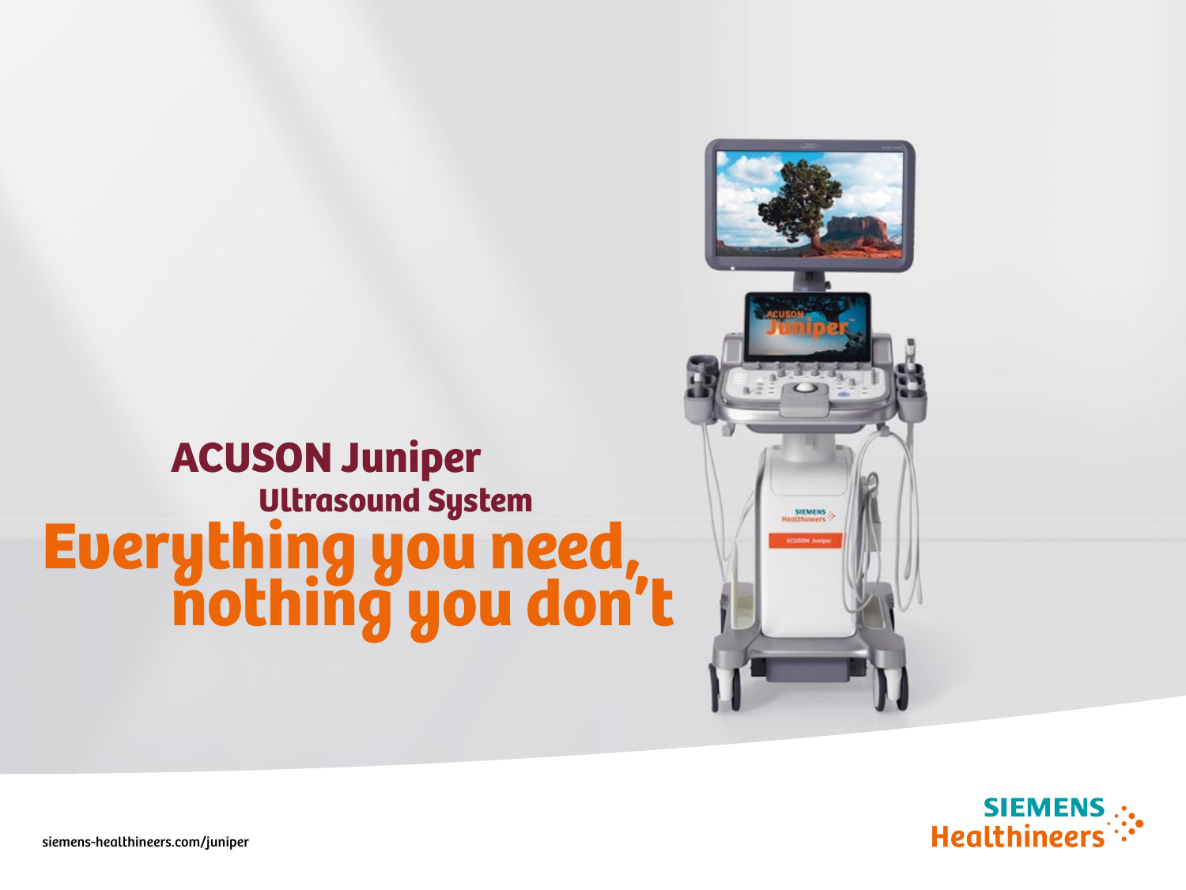# ACUSON Juniper

## Ultrasound System

# Everything you need, nothing you don't

siemens-healthineers.com/juniper

SIEMENS Healthineers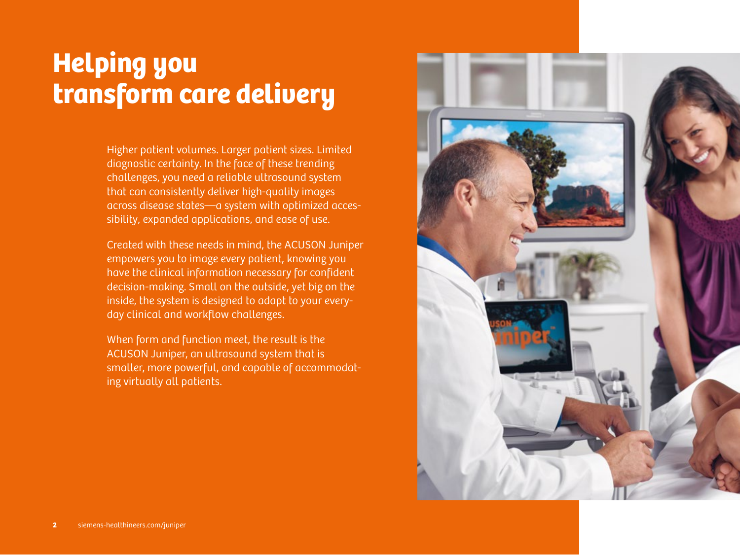# Helping you transform care delivery

Higher patient volumes. Larger patient sizes. Limited diagnostic certainty. In the face of these trending challenges, you need a reliable ultrasound system that can consistently deliver high-quality images across disease states—a system with optimized accessibility, expanded applications, and ease of use.

Created with these needs in mind, the ACUSON Juniper empowers you to image every patient, knowing you have the clinical information necessary for confident decision-making. Small on the outside, yet big on the inside, the system is designed to adapt to your everyday clinical and workflow challenges.

When form and function meet, the result is the ACUSON Juniper, an ultrasound system that is smaller, more powerful, and capable of accommodating virtually all patients.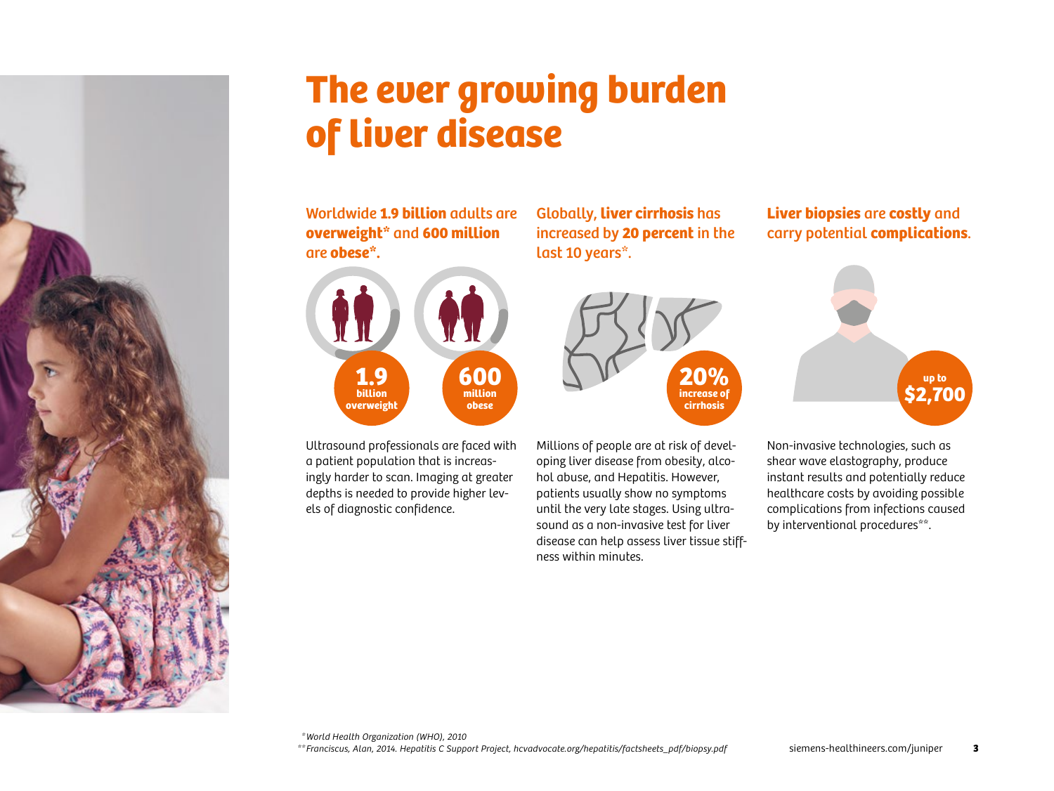# The ever growing burden of liver disease

Worldwide **1.9 billion** adults are **overweight*** and **600 million** are **obese***.

**1.9** billion overweight

**600** million obese

Ultrasound professionals are faced with a patient population that is increasingly harder to scan. Imaging at greater depths is needed to provide higher levels of diagnostic confidence.

Globally, **liver cirrhosis** has increased by **20 percent** in the last 10 years*.

**20%** increase of cirrhosis

Millions of people are at risk of developing liver disease from obesity, alcohol abuse, and Hepatitis. However, patients usually show no symptoms until the very late stages. Using ultrasound as a non-invasive test for liver disease can help assess liver tissue stiffness within minutes.

**Liver biopsies** are **costly** and carry potential **complications**.

up to **$2,700**

Non-invasive technologies, such as shear wave elastography, produce instant results and potentially reduce healthcare costs by avoiding possible complications from infections caused by interventional procedures**.

*\*World Health Organization (WHO), 2010*

*\*\*Franciscus, Alan, 2014. Hepatitis C Support Project, hcvadvocate.org/hepatitis/factsheets_pdf/biopsy.pdf*

siemens-healthineers.com/juniper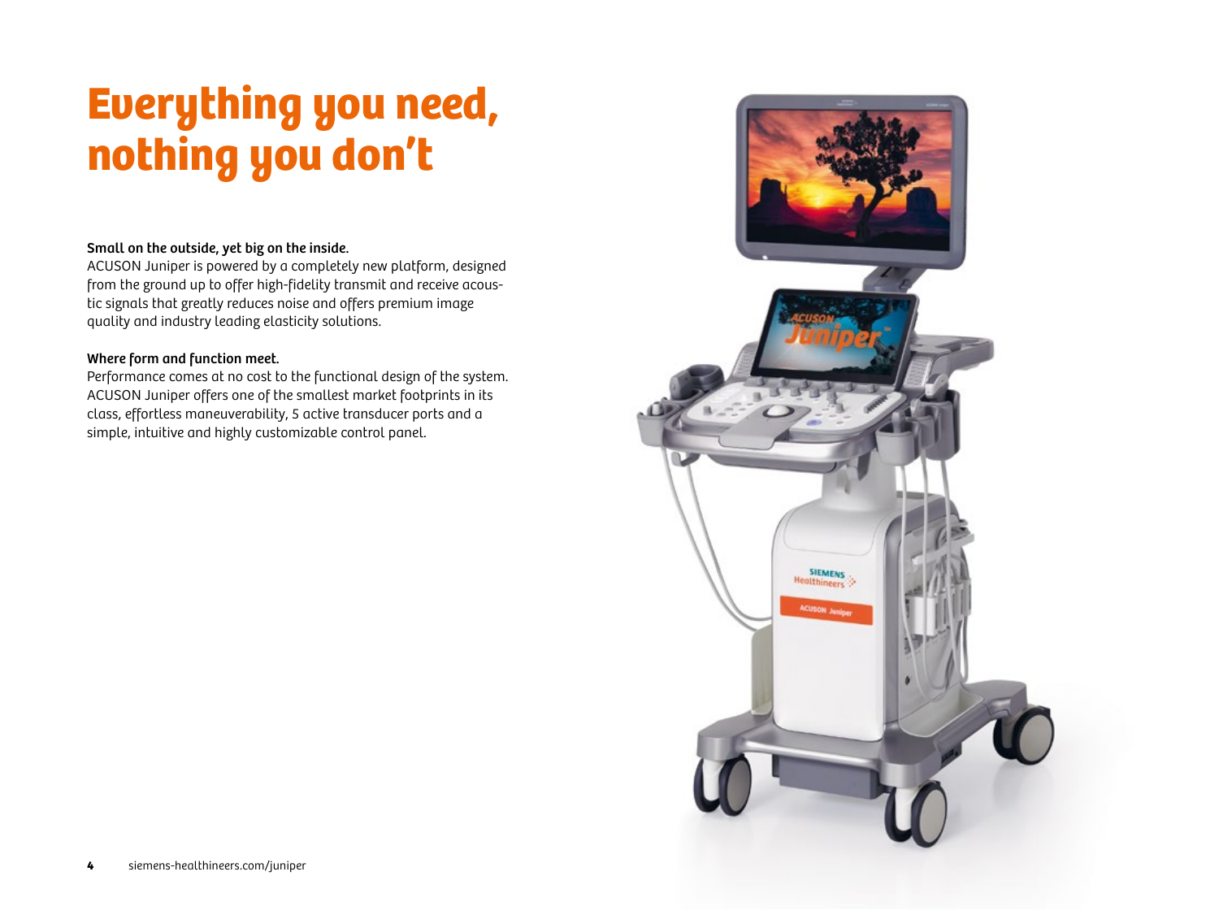# Everything you need, nothing you don't

**Small on the outside, yet big on the inside.**
ACUSON Juniper is powered by a completely new platform, designed from the ground up to offer high-fidelity transmit and receive acoustic signals that greatly reduces noise and offers premium image quality and industry leading elasticity solutions.

**Where form and function meet.**
Performance comes at no cost to the functional design of the system. ACUSON Juniper offers one of the smallest market footprints in its class, effortless maneuverability, 5 active transducer ports and a simple, intuitive and highly customizable control panel.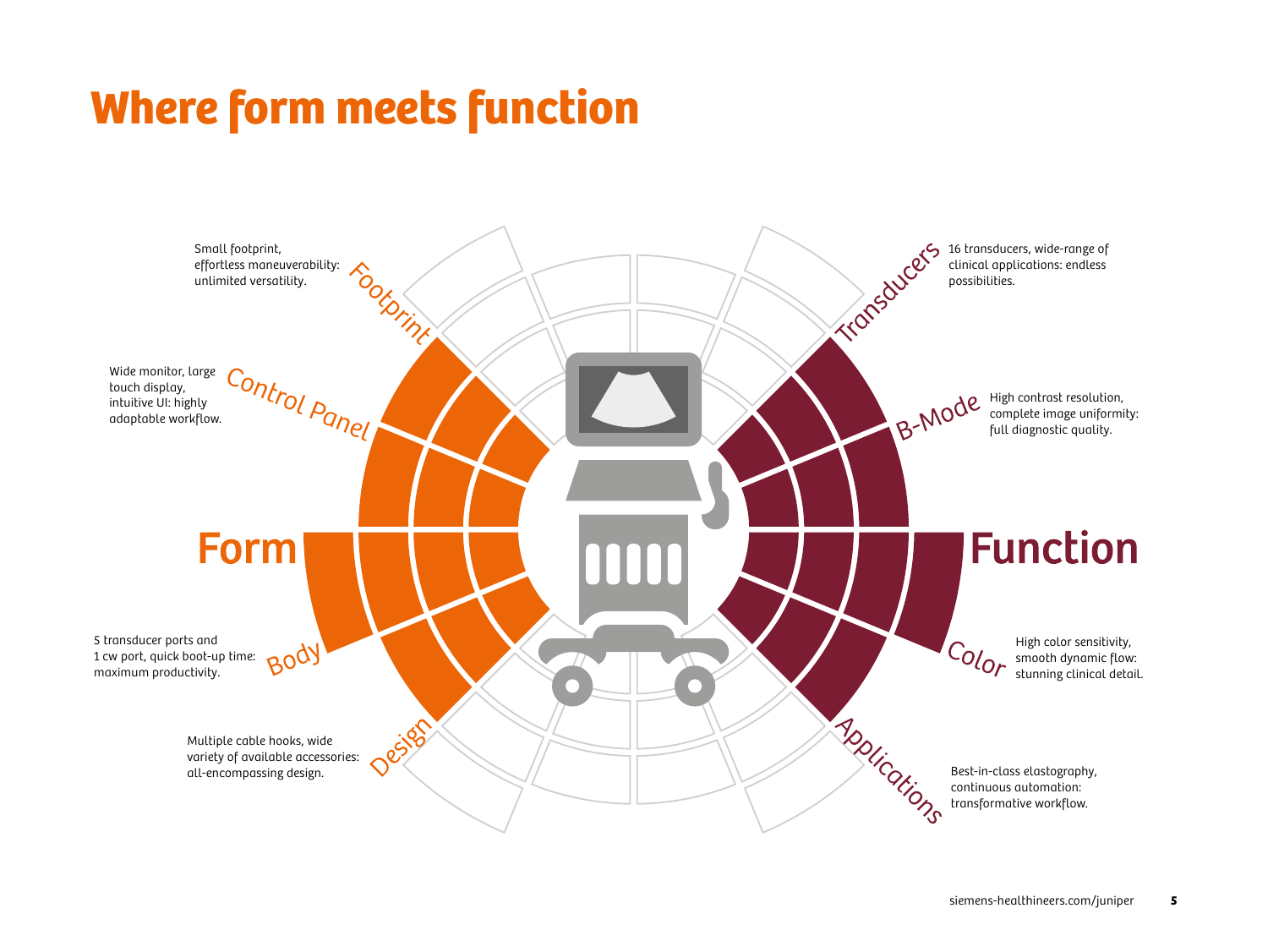# Where form meets function

## Form

**Footprint**
Small footprint, effortless maneuverability: unlimited versatility.

**Control Panel**
Wide monitor, large touch display, intuitive UI: highly adaptable workflow.

**Body**
5 transducer ports and 1 cw port, quick boot-up time: maximum productivity.

**Design**
Multiple cable hooks, wide variety of available accessories: all-encompassing design.

## Function

**Transducers**
16 transducers, wide-range of clinical applications: endless possibilities.

**B-Mode**
High contrast resolution, complete image uniformity: full diagnostic quality.

**Color**
High color sensitivity, smooth dynamic flow: stunning clinical detail.

**Applications**
Best-in-class elastography, continuous automation: transformative workflow.

siemens-healthineers.com/juniper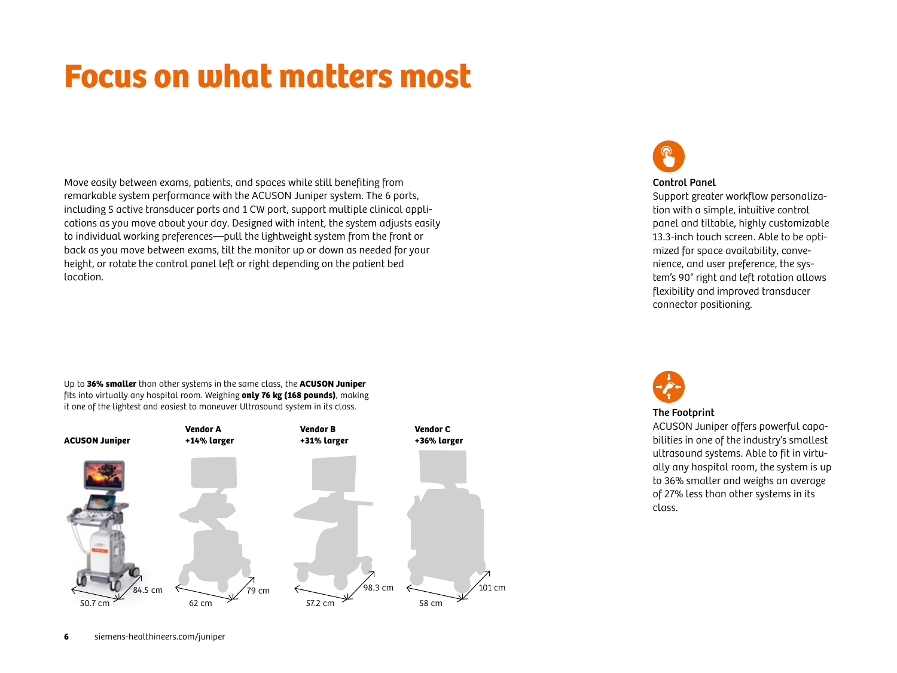# Focus on what matters most

Move easily between exams, patients, and spaces while still benefiting from remarkable system performance with the ACUSON Juniper system. The 6 ports, including 5 active transducer ports and 1 CW port, support multiple clinical applications as you move about your day. Designed with intent, the system adjusts easily to individual working preferences—pull the lightweight system from the front or back as you move between exams, tilt the monitor up or down as needed for your height, or rotate the control panel left or right depending on the patient bed location.

Up to **36% smaller** than other systems in the same class, the **ACUSON Juniper** fits into virtually any hospital room. Weighing **only 76 kg (168 pounds)**, making it one of the lightest and easiest to maneuver Ultrasound system in its class.

| System | Size | Width | Depth |
|---|---|---|---|
| **ACUSON Juniper** | | 50.7 cm | 84.5 cm |
| **Vendor A** | **+14% larger** | 62 cm | 79 cm |
| **Vendor B** | **+31% larger** | 57.2 cm | 98.3 cm |
| **Vendor C** | **+36% larger** | 58 cm | 101 cm |

**Control Panel**

Support greater workflow personalization with a simple, intuitive control panel and tiltable, highly customizable 13.3-inch touch screen. Able to be optimized for space availability, convenience, and user preference, the system's 90° right and left rotation allows flexibility and improved transducer connector positioning.

**The Footprint**

ACUSON Juniper offers powerful capabilities in one of the industry's smallest ultrasound systems. Able to fit in virtually any hospital room, the system is up to 36% smaller and weighs an average of 27% less than other systems in its class.

siemens-healthineers.com/juniper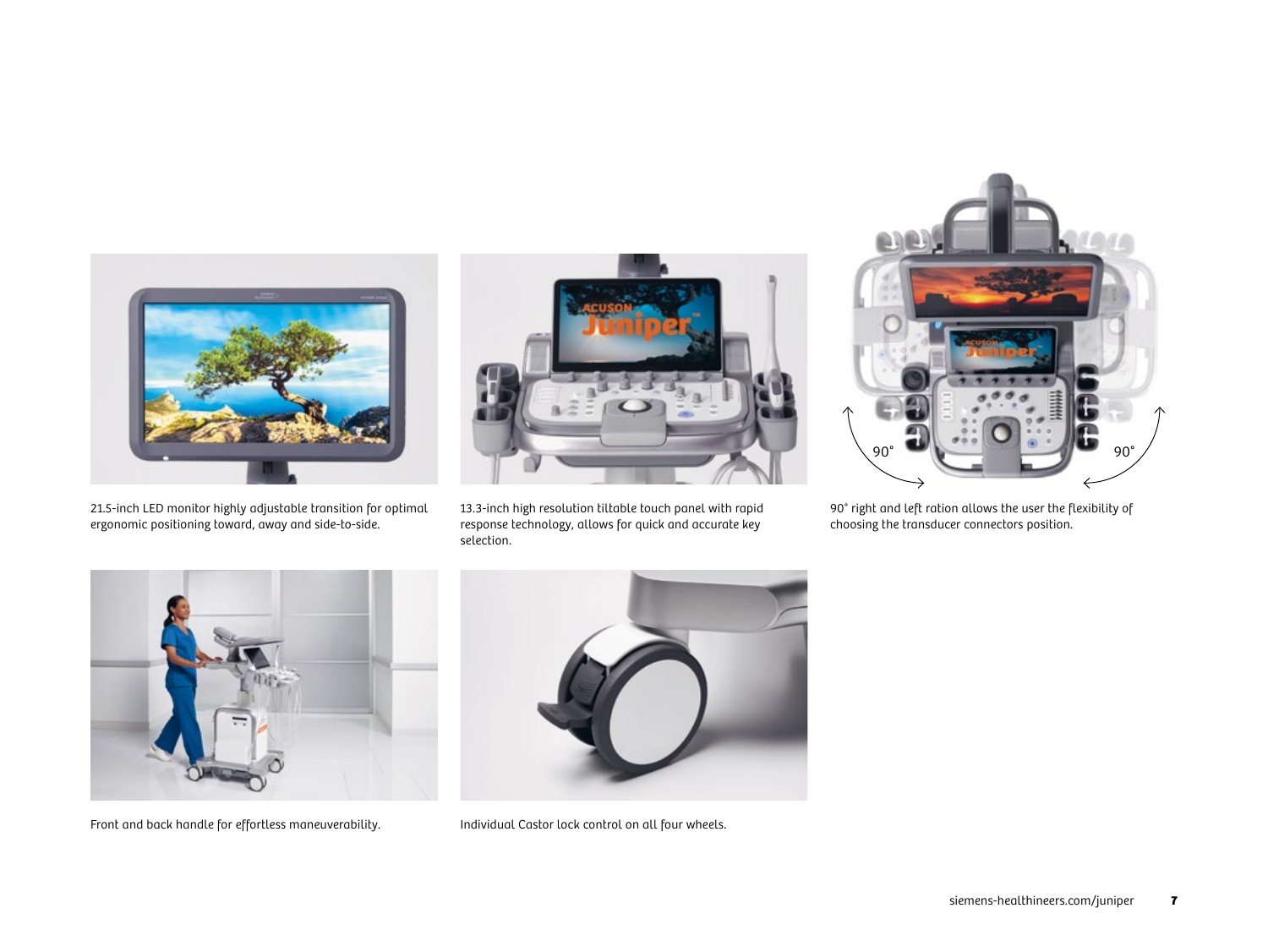21.5-inch LED monitor highly adjustable transition for optimal ergonomic positioning toward, away and side-to-side.

13.3-inch high resolution tiltable touch panel with rapid response technology, allows for quick and accurate key selection.

90° right and left ration allows the user the flexibility of choosing the transducer connectors position.

Front and back handle for effortless maneuverability.

Individual Castor lock control on all four wheels.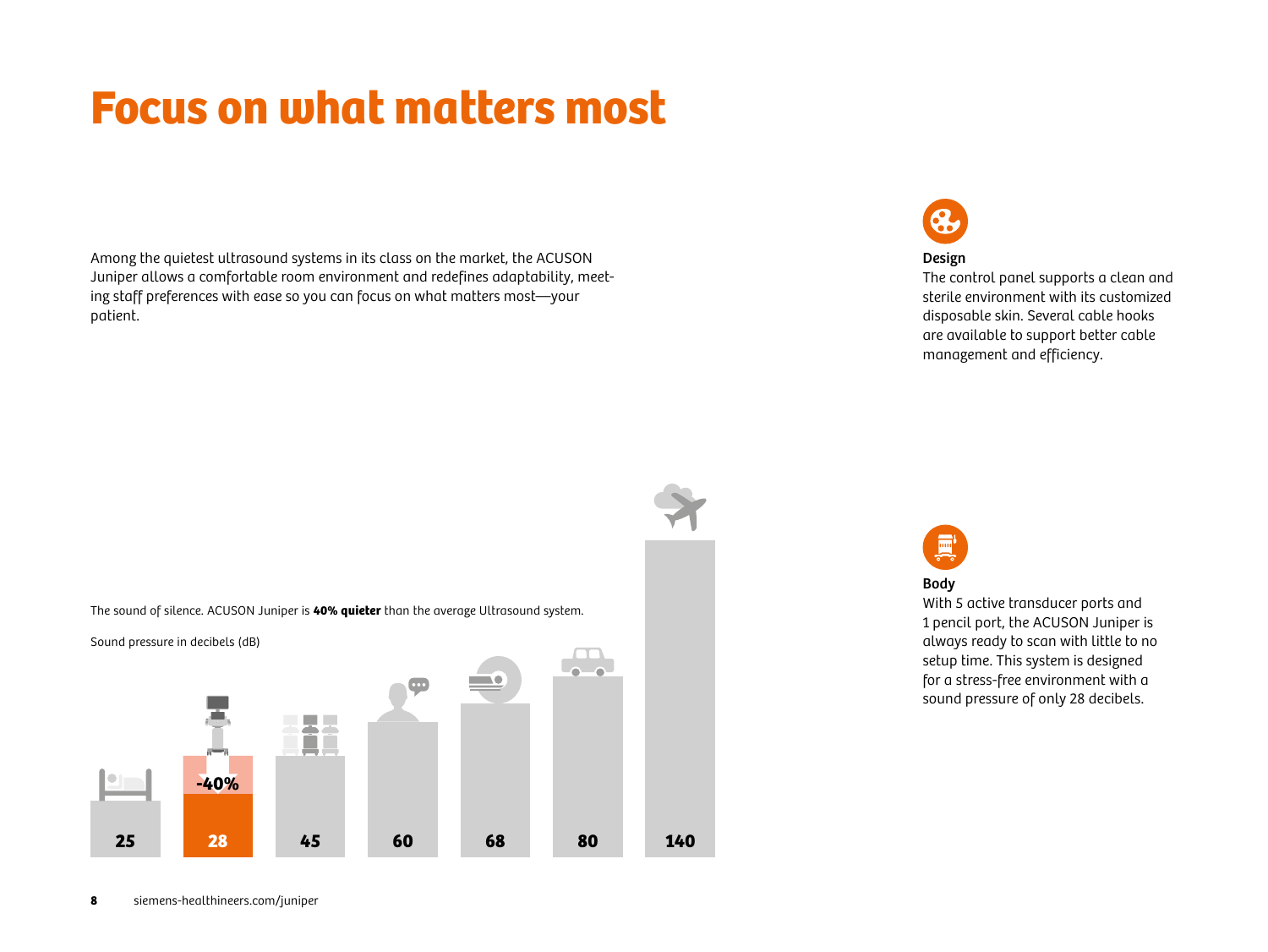# Focus on what matters most

Among the quietest ultrasound systems in its class on the market, the ACUSON Juniper allows a comfortable room environment and redefines adaptability, meeting staff preferences with ease so you can focus on what matters most—your patient.

The sound of silence. ACUSON Juniper is **40% quieter** than the average Ultrasound system.

Sound pressure in decibels (dB)

| 25 | 28 | 45 | 60 | 68 | 80 | 140 |
|---|---|---|---|---|---|---|

-40%

**Design**
The control panel supports a clean and sterile environment with its customized disposable skin. Several cable hooks are available to support better cable management and efficiency.

**Body**
With 5 active transducer ports and 1 pencil port, the ACUSON Juniper is always ready to scan with little to no setup time. This system is designed for a stress-free environment with a sound pressure of only 28 decibels.

siemens-healthineers.com/juniper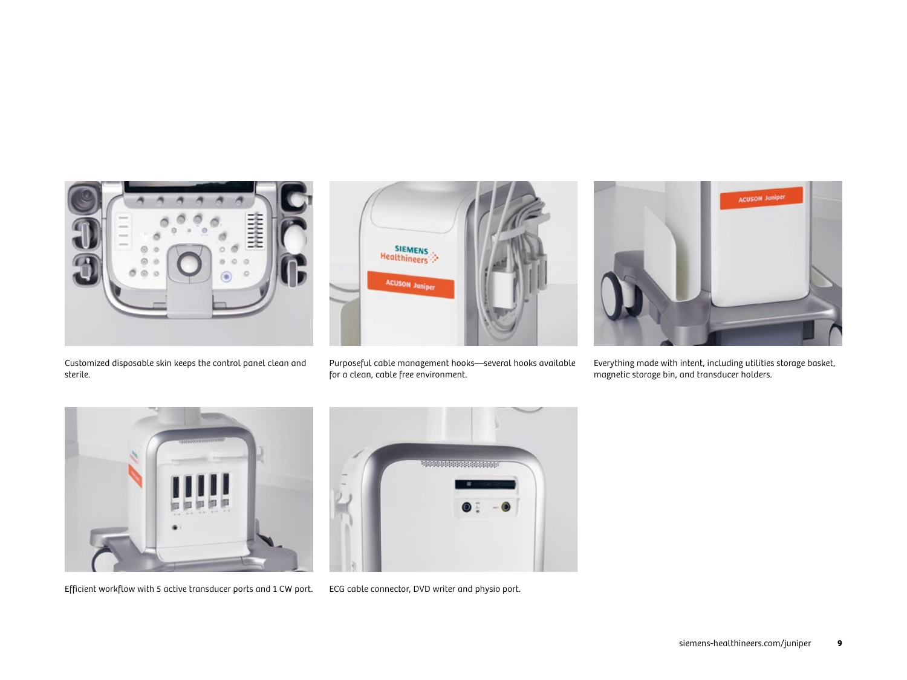Customized disposable skin keeps the control panel clean and sterile.

Purposeful cable management hooks—several hooks available for a clean, cable free environment.

Everything made with intent, including utilities storage basket, magnetic storage bin, and transducer holders.

Efficient workflow with 5 active transducer ports and 1 CW port.

ECG cable connector, DVD writer and physio port.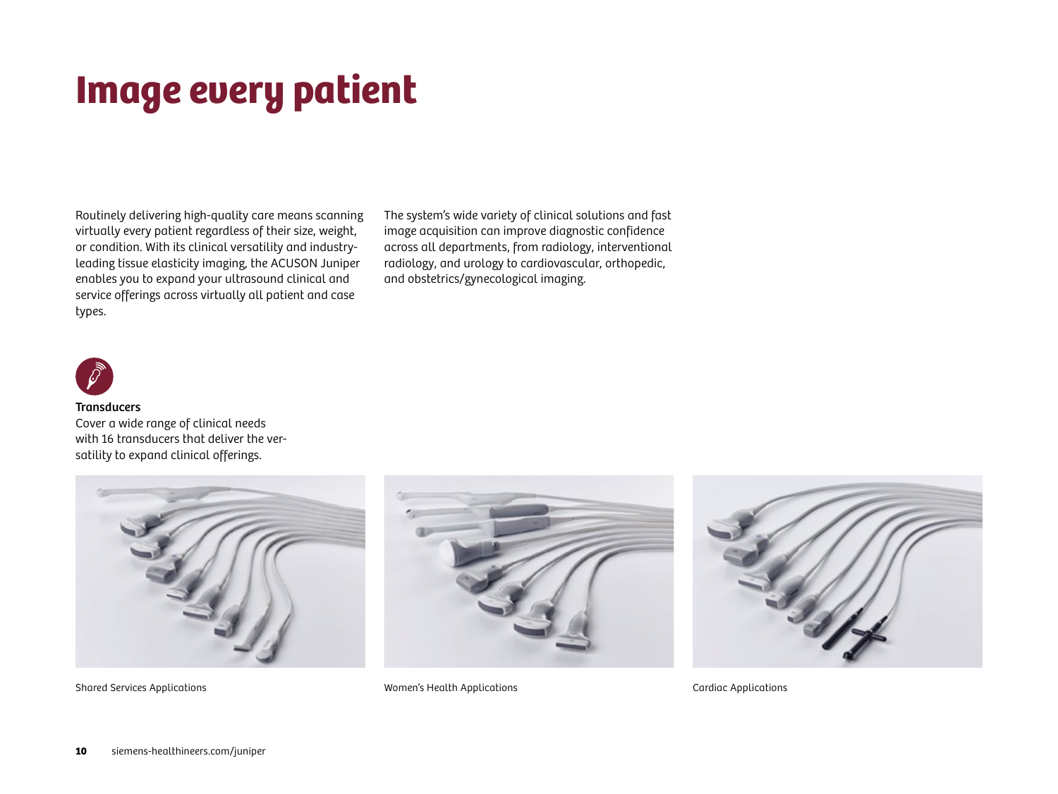# Image every patient

Routinely delivering high-quality care means scanning virtually every patient regardless of their size, weight, or condition. With its clinical versatility and industry-leading tissue elasticity imaging, the ACUSON Juniper enables you to expand your ultrasound clinical and service offerings across virtually all patient and case types.

The system's wide variety of clinical solutions and fast image acquisition can improve diagnostic confidence across all departments, from radiology, interventional radiology, and urology to cardiovascular, orthopedic, and obstetrics/gynecological imaging.

**Transducers**
Cover a wide range of clinical needs with 16 transducers that deliver the versatility to expand clinical offerings.

Shared Services Applications

Women's Health Applications

Cardiac Applications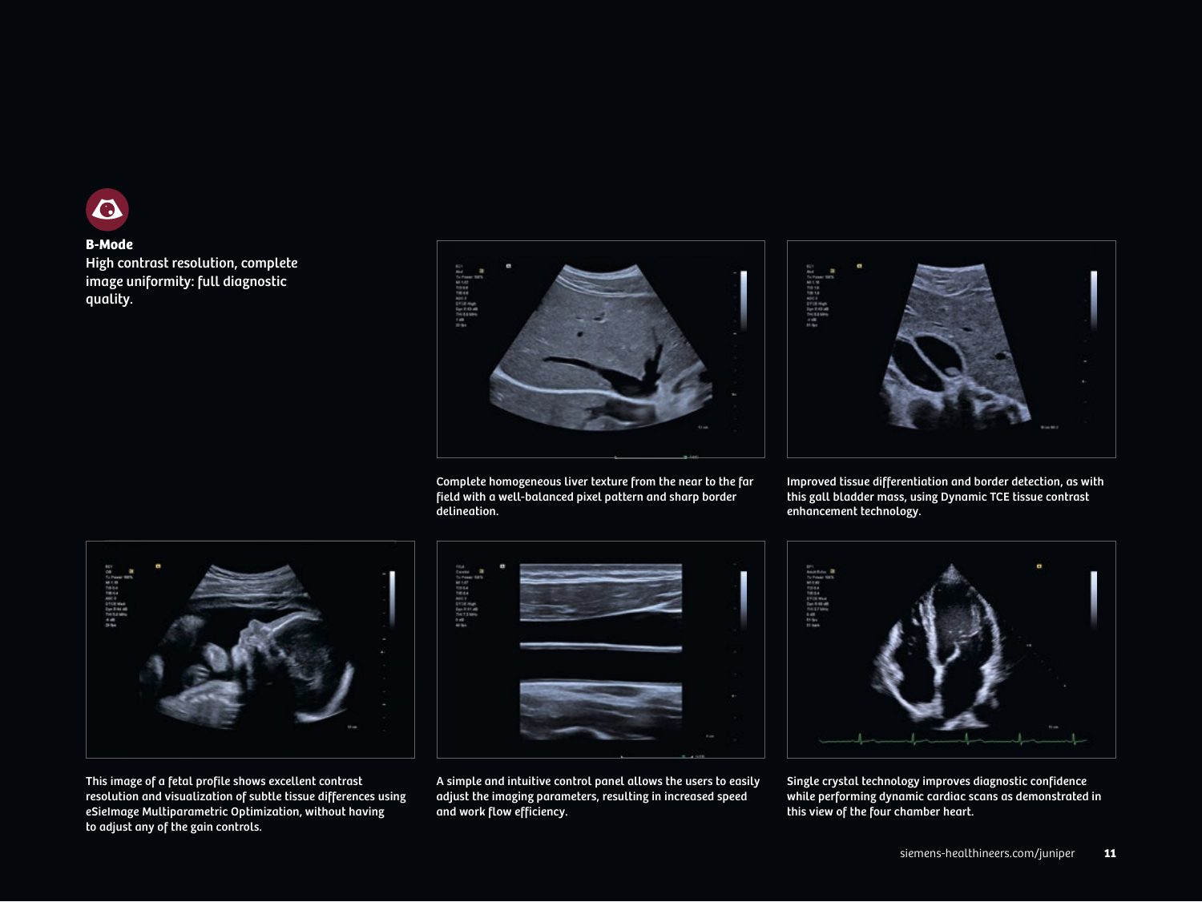**B-Mode**
High contrast resolution, complete image uniformity: full diagnostic quality.

Complete homogeneous liver texture from the near to the far field with a well-balanced pixel pattern and sharp border delineation.

Improved tissue differentiation and border detection, as with this gall bladder mass, using Dynamic TCE tissue contrast enhancement technology.

This image of a fetal profile shows excellent contrast resolution and visualization of subtle tissue differences using eSieImage Multiparametric Optimization, without having to adjust any of the gain controls.

A simple and intuitive control panel allows the users to easily adjust the imaging parameters, resulting in increased speed and work flow efficiency.

Single crystal technology improves diagnostic confidence while performing dynamic cardiac scans as demonstrated in this view of the four chamber heart.

siemens-healthineers.com/juniper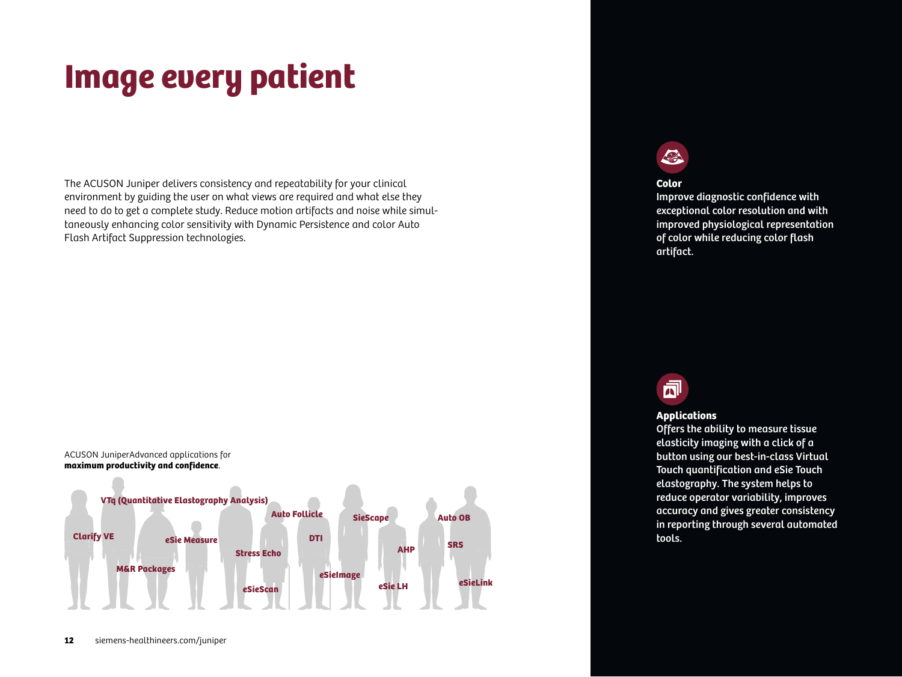# Image every patient

The ACUSON Juniper delivers consistency and repeatability for your clinical environment by guiding the user on what views are required and what else they need to do to get a complete study. Reduce motion artifacts and noise while simultaneously enhancing color sensitivity with Dynamic Persistence and color Auto Flash Artifact Suppression technologies.

ACUSON JuniperAdvanced applications for **maximum productivity and confidence**.

Clarify VE
VTq (Quantitative Elastography Analysis)
M&R Packages
eSie Measure
Stress Echo
eSieScan
Auto Follicle
DTI
eSieImage
SieScape
eSie LH
AHP
Auto OB
SRS
eSieLink

siemens-healthineers.com/juniper

**Color**
Improve diagnostic confidence with exceptional color resolution and with improved physiological representation of color while reducing color flash artifact.

**Applications**
Offers the ability to measure tissue elasticity imaging with a click of a button using our best-in-class Virtual Touch quantification and eSie Touch elastography. The system helps to reduce operator variability, improves accuracy and gives greater consistency in reporting through several automated tools.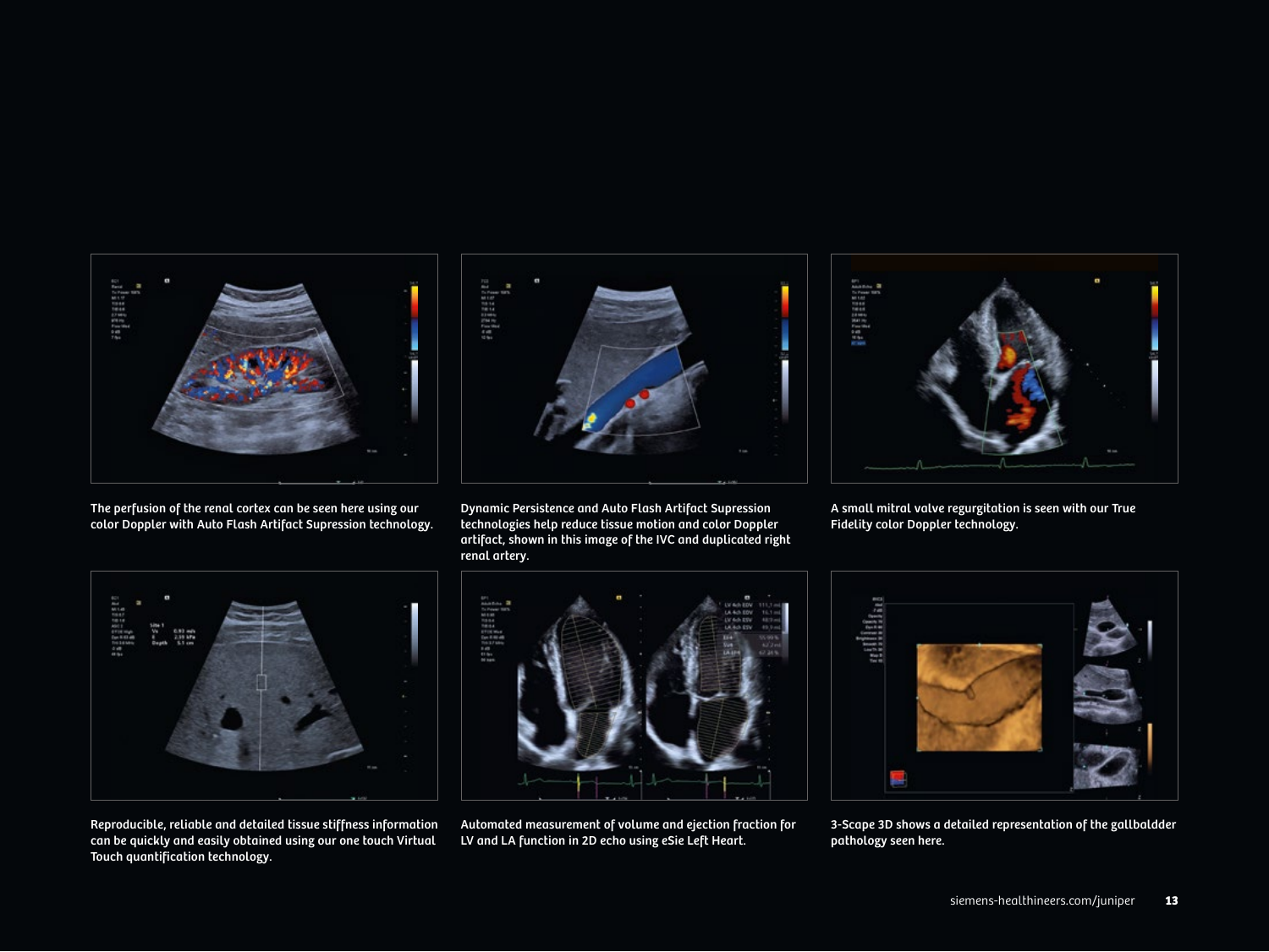The perfusion of the renal cortex can be seen here using our color Doppler with Auto Flash Artifact Supression technology.

Dynamic Persistence and Auto Flash Artifact Supression technologies help reduce tissue motion and color Doppler artifact, shown in this image of the IVC and duplicated right renal artery.

A small mitral valve regurgitation is seen with our True Fidelity color Doppler technology.

Reproducible, reliable and detailed tissue stiffness information can be quickly and easily obtained using our one touch Virtual Touch quantification technology.

Automated measurement of volume and ejection fraction for LV and LA function in 2D echo using eSie Left Heart.

3-Scape 3D shows a detailed representation of the gallbaldder pathology seen here.

siemens-healthineers.com/juniper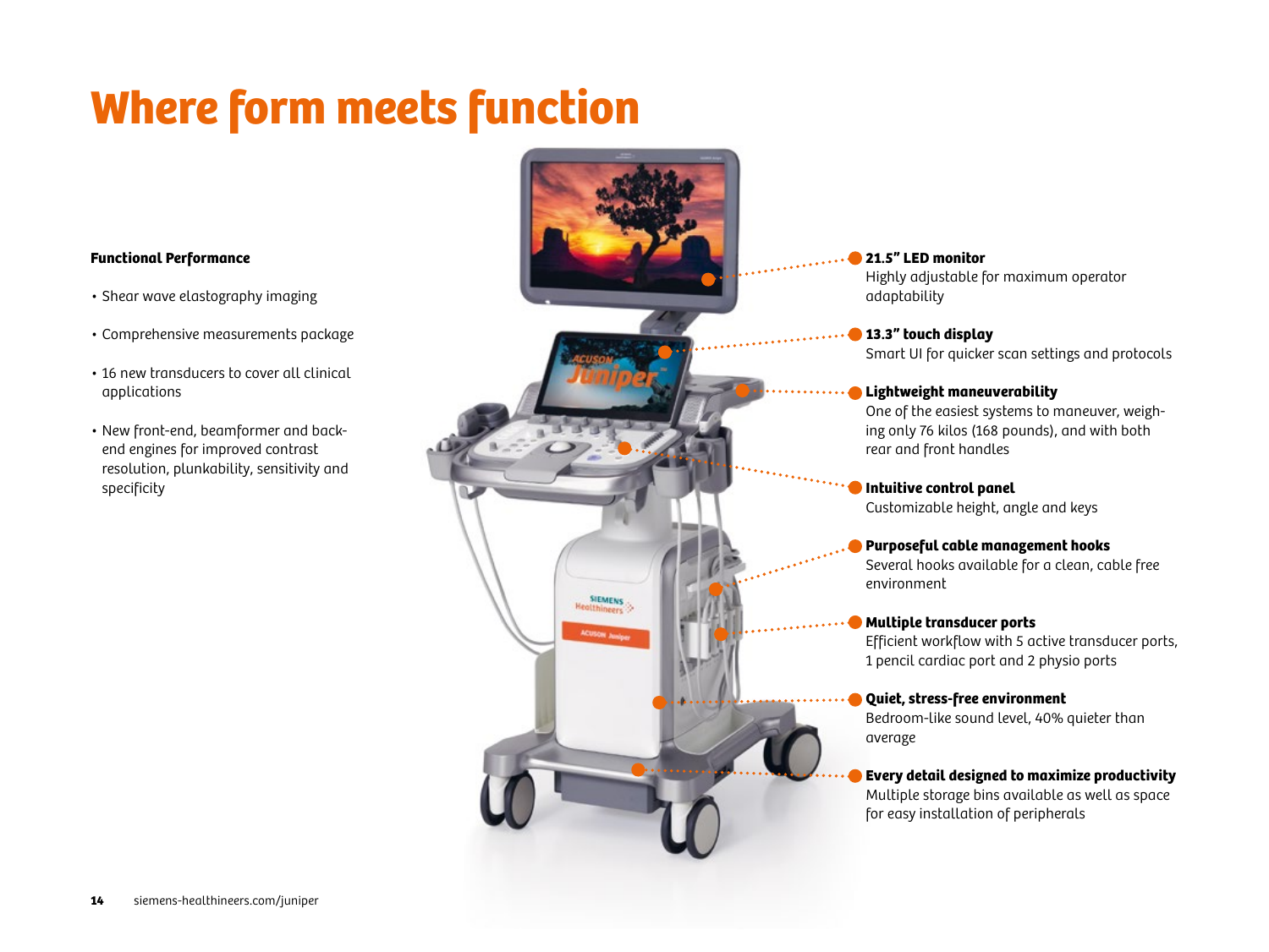# Where form meets function

**Functional Performance**

- Shear wave elastography imaging
- Comprehensive measurements package
- 16 new transducers to cover all clinical applications
- New front-end, beamformer and back-end engines for improved contrast resolution, plunkability, sensitivity and specificity

**21.5" LED monitor**
Highly adjustable for maximum operator adaptability

**13.3" touch display**
Smart UI for quicker scan settings and protocols

**Lightweight maneuverability**
One of the easiest systems to maneuver, weighing only 76 kilos (168 pounds), and with both rear and front handles

**Intuitive control panel**
Customizable height, angle and keys

**Purposeful cable management hooks**
Several hooks available for a clean, cable free environment

**Multiple transducer ports**
Efficient workflow with 5 active transducer ports, 1 pencil cardiac port and 2 physio ports

**Quiet, stress-free environment**
Bedroom-like sound level, 40% quieter than average

**Every detail designed to maximize productivity**
Multiple storage bins available as well as space for easy installation of peripherals

siemens-healthineers.com/juniper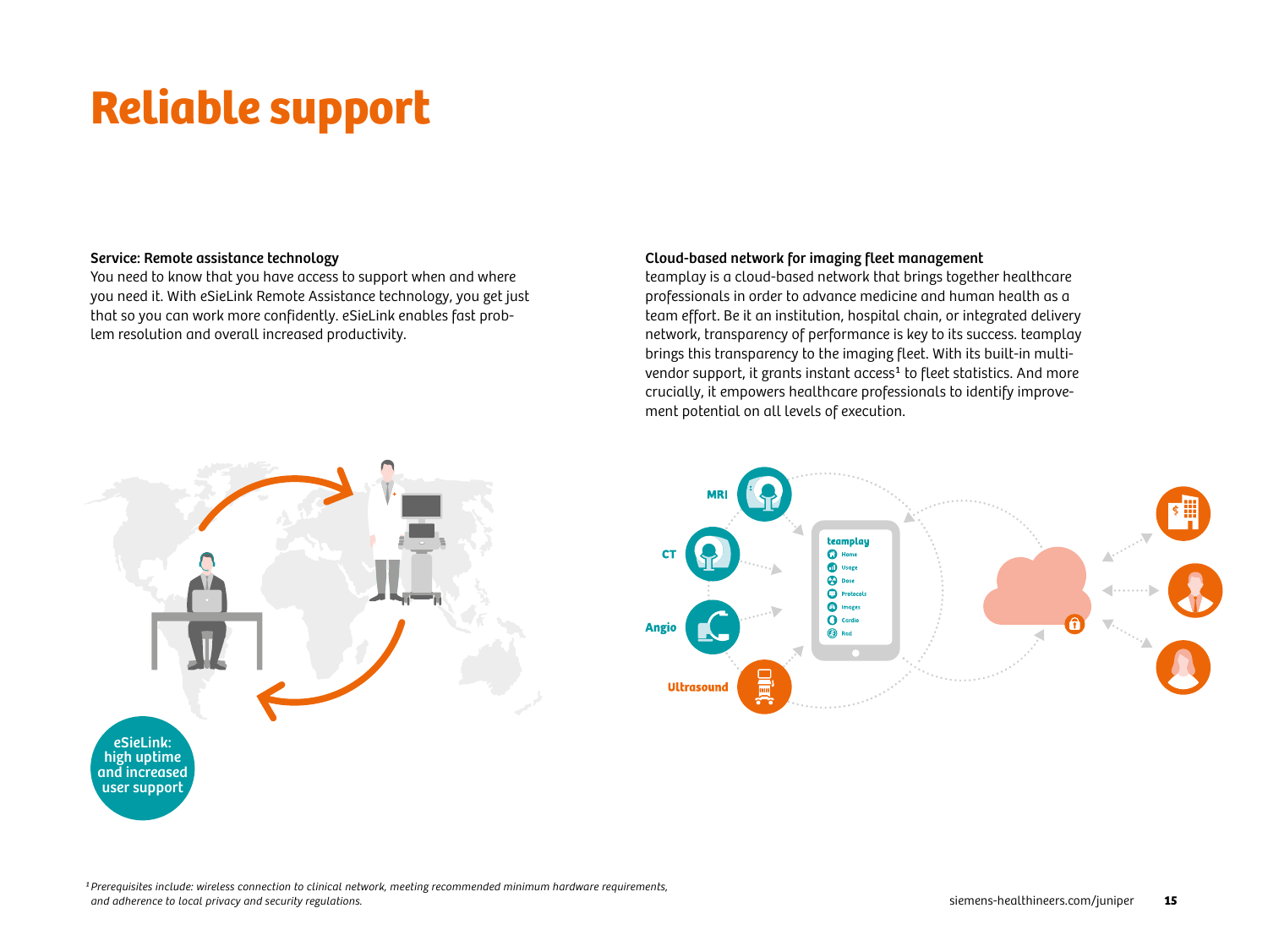# Reliable support

**Service: Remote assistance technology**
You need to know that you have access to support when and where you need it. With eSieLink Remote Assistance technology, you get just that so you can work more confidently. eSieLink enables fast problem resolution and overall increased productivity.

**Cloud-based network for imaging fleet management**
teamplay is a cloud-based network that brings together healthcare professionals in order to advance medicine and human health as a team effort. Be it an institution, hospital chain, or integrated delivery network, transparency of performance is key to its success. teamplay brings this transparency to the imaging fleet. With its built-in multi-vendor support, it grants instant access[1] to fleet statistics. And more crucially, it empowers healthcare professionals to identify improvement potential on all levels of execution.

eSieLink: high uptime and increased user support

MRI

CT

Angio

Ultrasound

teamplay

- Home
- Usage
- Dose
- Protocols
- Images
- Cardio
- Rad

[1] *Prerequisites include: wireless connection to clinical network, meeting recommended minimum hardware requirements, and adherence to local privacy and security regulations.*

siemens-healthineers.com/juniper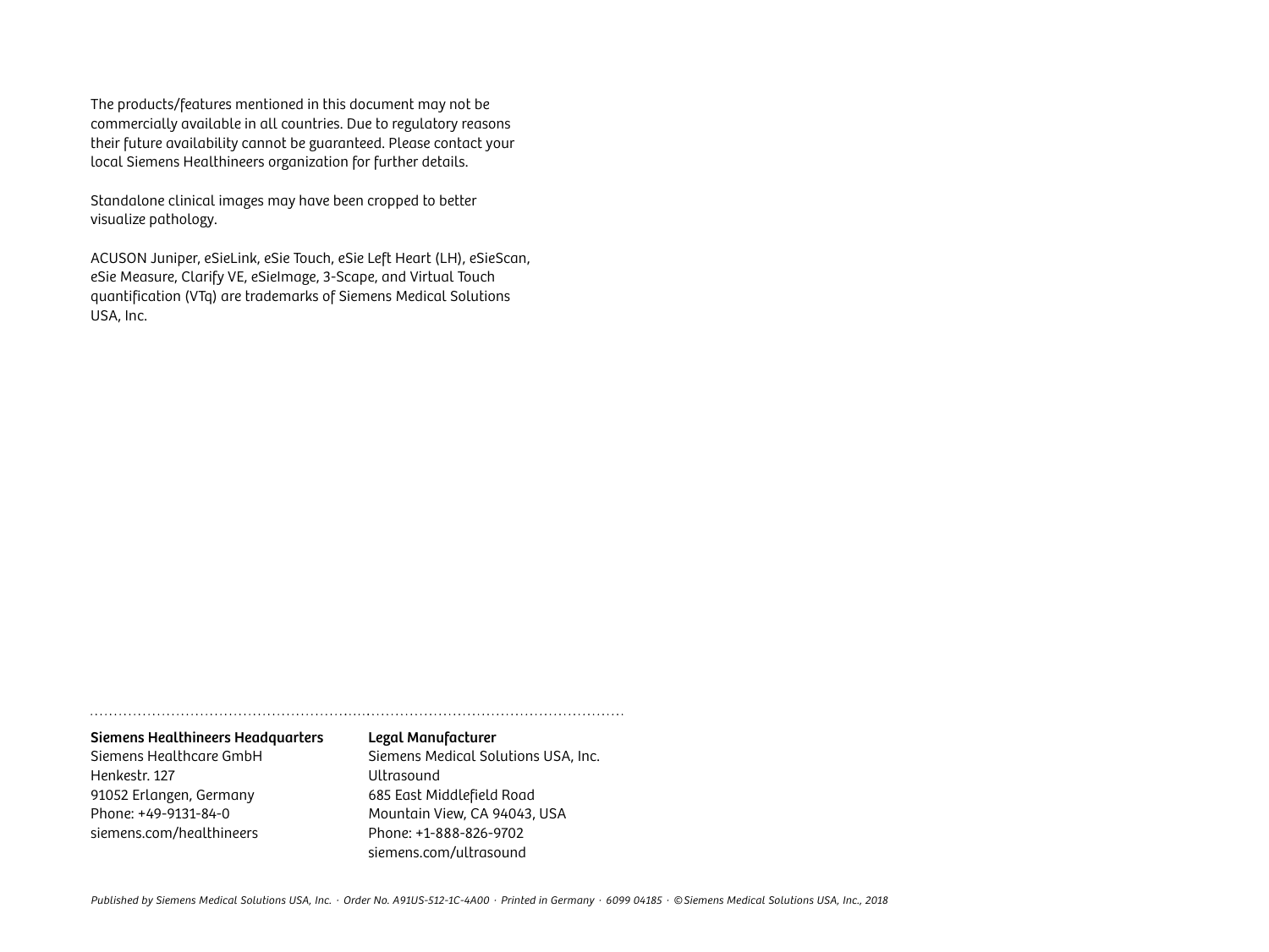The products/features mentioned in this document may not be commercially available in all countries. Due to regulatory reasons their future availability cannot be guaranteed. Please contact your local Siemens Healthineers organization for further details.

Standalone clinical images may have been cropped to better visualize pathology.

ACUSON Juniper, eSieLink, eSie Touch, eSie Left Heart (LH), eSieScan, eSie Measure, Clarify VE, eSieImage, 3-Scape, and Virtual Touch quantification (VTq) are trademarks of Siemens Medical Solutions USA, Inc.

**Siemens Healthineers Headquarters**
Siemens Healthcare GmbH
Henkestr. 127
91052 Erlangen, Germany
Phone: +49-9131-84-0
siemens.com/healthineers

**Legal Manufacturer**
Siemens Medical Solutions USA, Inc.
Ultrasound
685 East Middlefield Road
Mountain View, CA 94043, USA
Phone: +1-888-826-9702
siemens.com/ultrasound

*Published by Siemens Medical Solutions USA, Inc. · Order No. A91US-512-1C-4A00 · Printed in Germany · 6099 04185 · ©Siemens Medical Solutions USA, Inc., 2018*